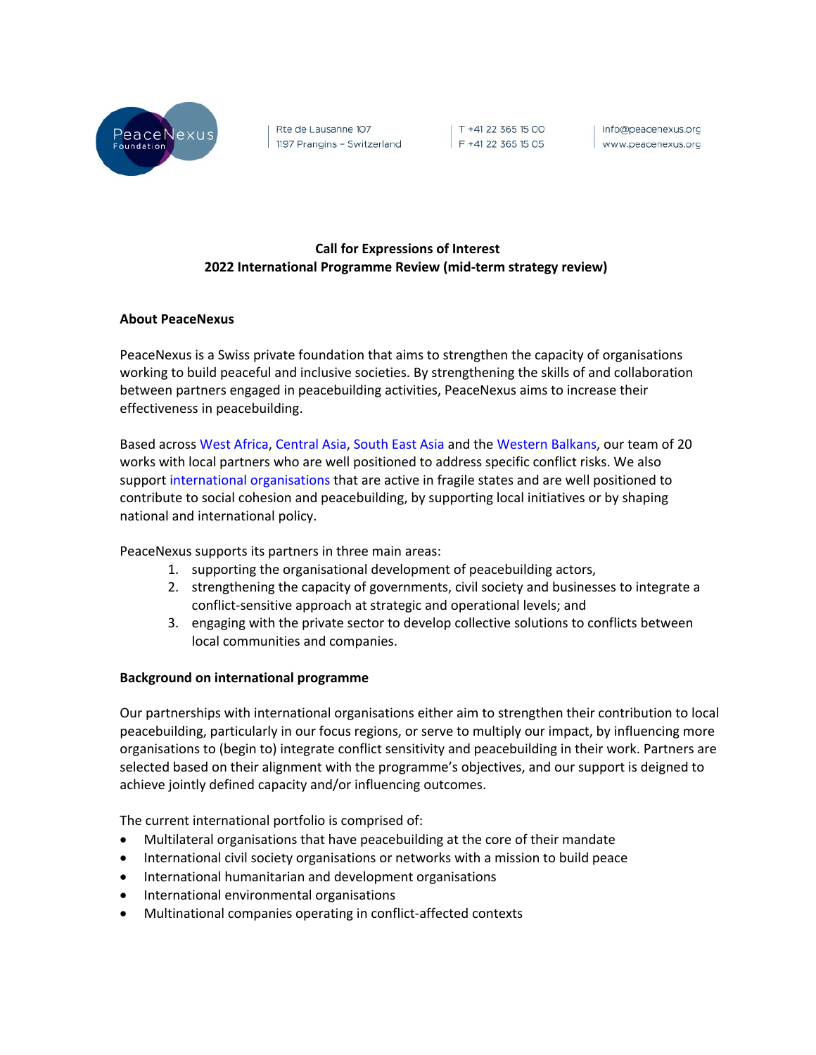PeaceNexus Foundation

Rte de Lausanne 107
1197 Prangins – Switzerland

T +41 22 365 15 00
F +41 22 365 15 05

info@peacenexus.org
www.peacenexus.org

**Call for Expressions of Interest**
**2022 International Programme Review (mid-term strategy review)**

## About PeaceNexus

PeaceNexus is a Swiss private foundation that aims to strengthen the capacity of organisations working to build peaceful and inclusive societies. By strengthening the skills of and collaboration between partners engaged in peacebuilding activities, PeaceNexus aims to increase their effectiveness in peacebuilding.

Based across West Africa, Central Asia, South East Asia and the Western Balkans, our team of 20 works with local partners who are well positioned to address specific conflict risks. We also support international organisations that are active in fragile states and are well positioned to contribute to social cohesion and peacebuilding, by supporting local initiatives or by shaping national and international policy.

PeaceNexus supports its partners in three main areas:

1. supporting the organisational development of peacebuilding actors,
2. strengthening the capacity of governments, civil society and businesses to integrate a conflict-sensitive approach at strategic and operational levels; and
3. engaging with the private sector to develop collective solutions to conflicts between local communities and companies.

## Background on international programme

Our partnerships with international organisations either aim to strengthen their contribution to local peacebuilding, particularly in our focus regions, or serve to multiply our impact, by influencing more organisations to (begin to) integrate conflict sensitivity and peacebuilding in their work. Partners are selected based on their alignment with the programme's objectives, and our support is deigned to achieve jointly defined capacity and/or influencing outcomes.

The current international portfolio is comprised of:

- Multilateral organisations that have peacebuilding at the core of their mandate
- International civil society organisations or networks with a mission to build peace
- International humanitarian and development organisations
- International environmental organisations
- Multinational companies operating in conflict-affected contexts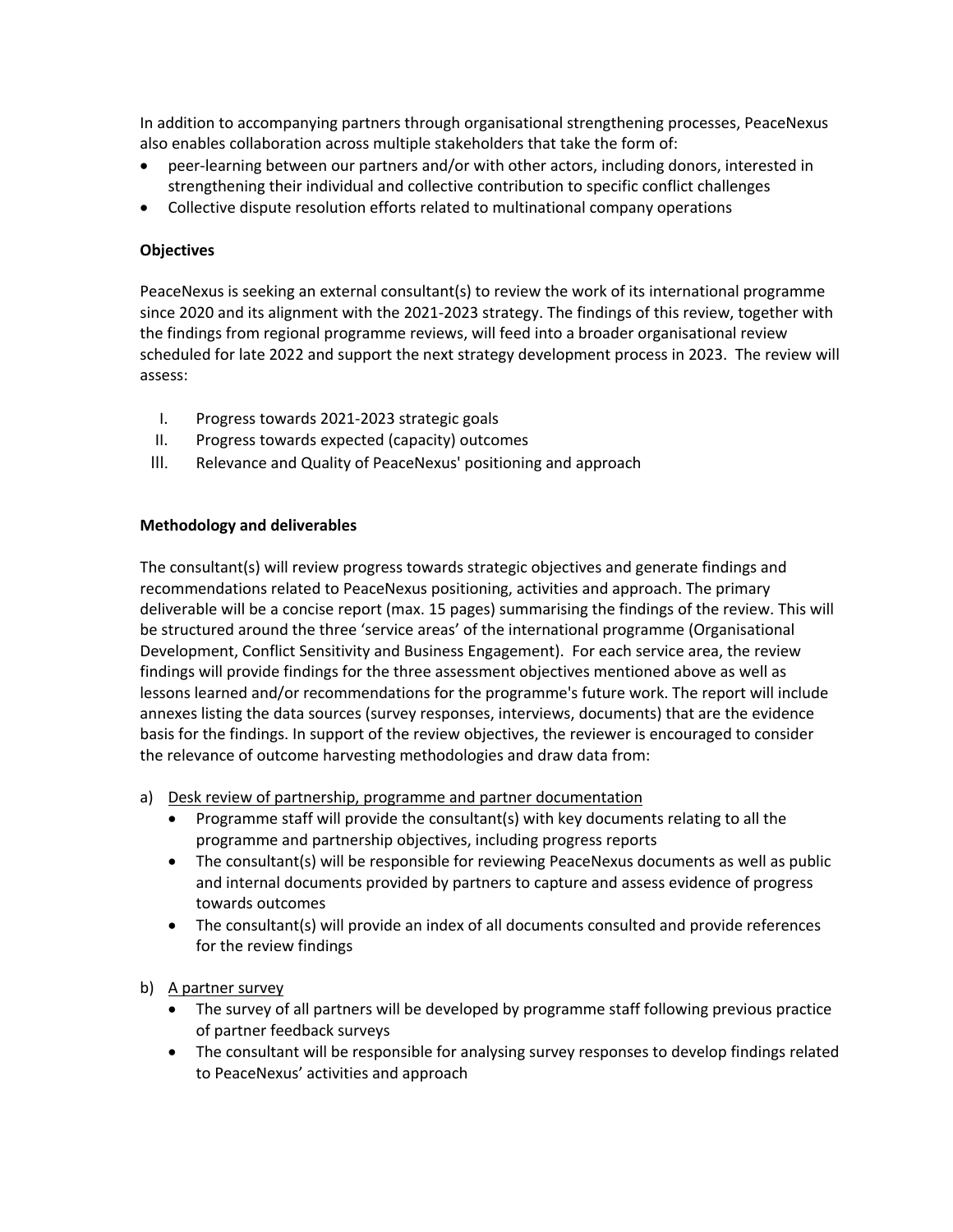In addition to accompanying partners through organisational strengthening processes, PeaceNexus also enables collaboration across multiple stakeholders that take the form of:

- peer-learning between our partners and/or with other actors, including donors, interested in strengthening their individual and collective contribution to specific conflict challenges
- Collective dispute resolution efforts related to multinational company operations

**Objectives**

PeaceNexus is seeking an external consultant(s) to review the work of its international programme since 2020 and its alignment with the 2021-2023 strategy. The findings of this review, together with the findings from regional programme reviews, will feed into a broader organisational review scheduled for late 2022 and support the next strategy development process in 2023. The review will assess:

I. Progress towards 2021-2023 strategic goals
II. Progress towards expected (capacity) outcomes
III. Relevance and Quality of PeaceNexus' positioning and approach

**Methodology and deliverables**

The consultant(s) will review progress towards strategic objectives and generate findings and recommendations related to PeaceNexus positioning, activities and approach. The primary deliverable will be a concise report (max. 15 pages) summarising the findings of the review. This will be structured around the three 'service areas' of the international programme (Organisational Development, Conflict Sensitivity and Business Engagement). For each service area, the review findings will provide findings for the three assessment objectives mentioned above as well as lessons learned and/or recommendations for the programme's future work. The report will include annexes listing the data sources (survey responses, interviews, documents) that are the evidence basis for the findings. In support of the review objectives, the reviewer is encouraged to consider the relevance of outcome harvesting methodologies and draw data from:

a) <u>Desk review of partnership, programme and partner documentation</u>
   - Programme staff will provide the consultant(s) with key documents relating to all the programme and partnership objectives, including progress reports
   - The consultant(s) will be responsible for reviewing PeaceNexus documents as well as public and internal documents provided by partners to capture and assess evidence of progress towards outcomes
   - The consultant(s) will provide an index of all documents consulted and provide references for the review findings

b) <u>A partner survey</u>
   - The survey of all partners will be developed by programme staff following previous practice of partner feedback surveys
   - The consultant will be responsible for analysing survey responses to develop findings related to PeaceNexus' activities and approach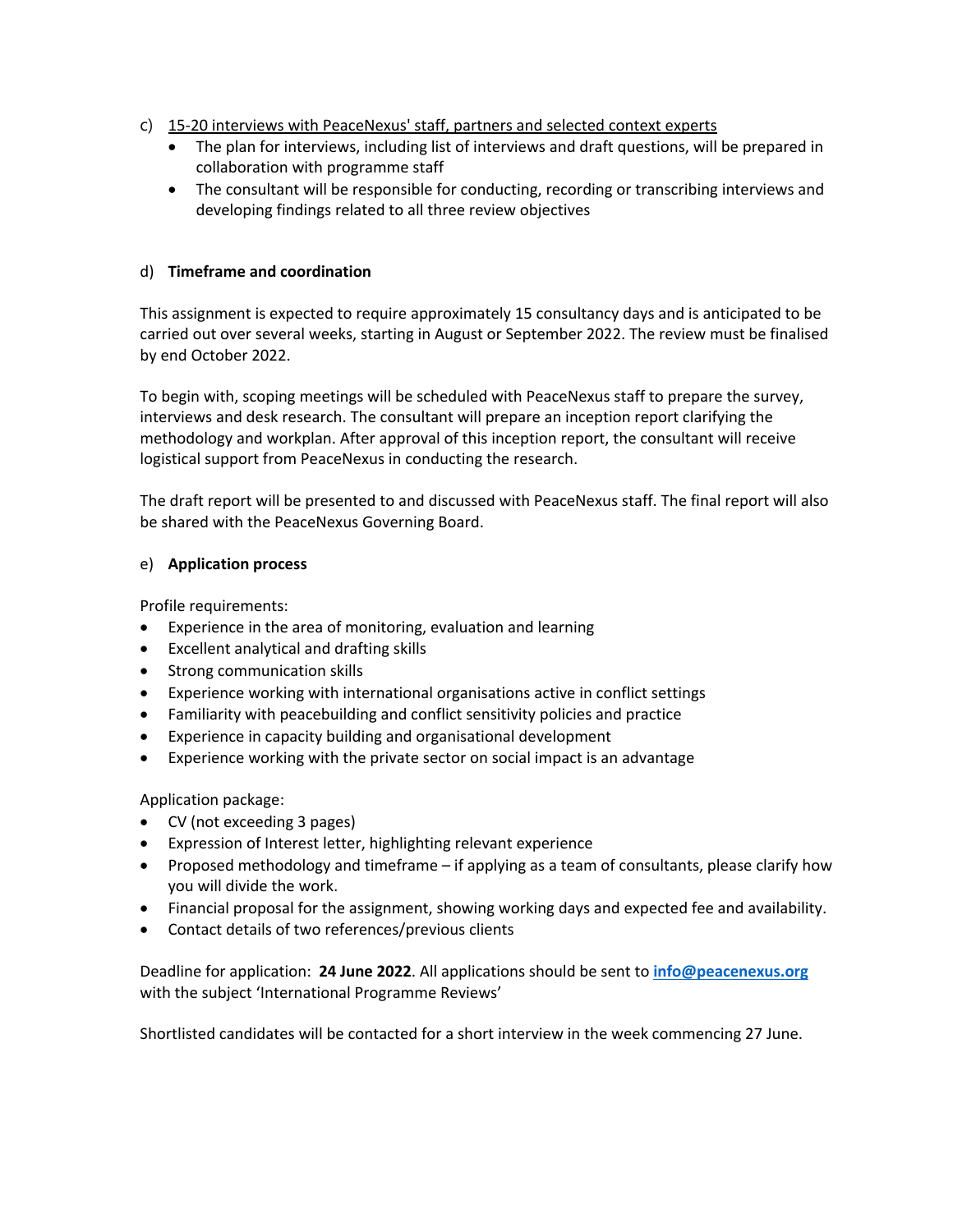c) <u>15-20 interviews with PeaceNexus' staff, partners and selected context experts</u>

- The plan for interviews, including list of interviews and draft questions, will be prepared in collaboration with programme staff
- The consultant will be responsible for conducting, recording or transcribing interviews and developing findings related to all three review objectives

d) **Timeframe and coordination**

This assignment is expected to require approximately 15 consultancy days and is anticipated to be carried out over several weeks, starting in August or September 2022. The review must be finalised by end October 2022.

To begin with, scoping meetings will be scheduled with PeaceNexus staff to prepare the survey, interviews and desk research. The consultant will prepare an inception report clarifying the methodology and workplan. After approval of this inception report, the consultant will receive logistical support from PeaceNexus in conducting the research.

The draft report will be presented to and discussed with PeaceNexus staff. The final report will also be shared with the PeaceNexus Governing Board.

e) **Application process**

Profile requirements:

- Experience in the area of monitoring, evaluation and learning
- Excellent analytical and drafting skills
- Strong communication skills
- Experience working with international organisations active in conflict settings
- Familiarity with peacebuilding and conflict sensitivity policies and practice
- Experience in capacity building and organisational development
- Experience working with the private sector on social impact is an advantage

Application package:

- CV (not exceeding 3 pages)
- Expression of Interest letter, highlighting relevant experience
- Proposed methodology and timeframe – if applying as a team of consultants, please clarify how you will divide the work.
- Financial proposal for the assignment, showing working days and expected fee and availability.
- Contact details of two references/previous clients

Deadline for application: **24 June 2022**. All applications should be sent to **info@peacenexus.org** with the subject 'International Programme Reviews'

Shortlisted candidates will be contacted for a short interview in the week commencing 27 June.